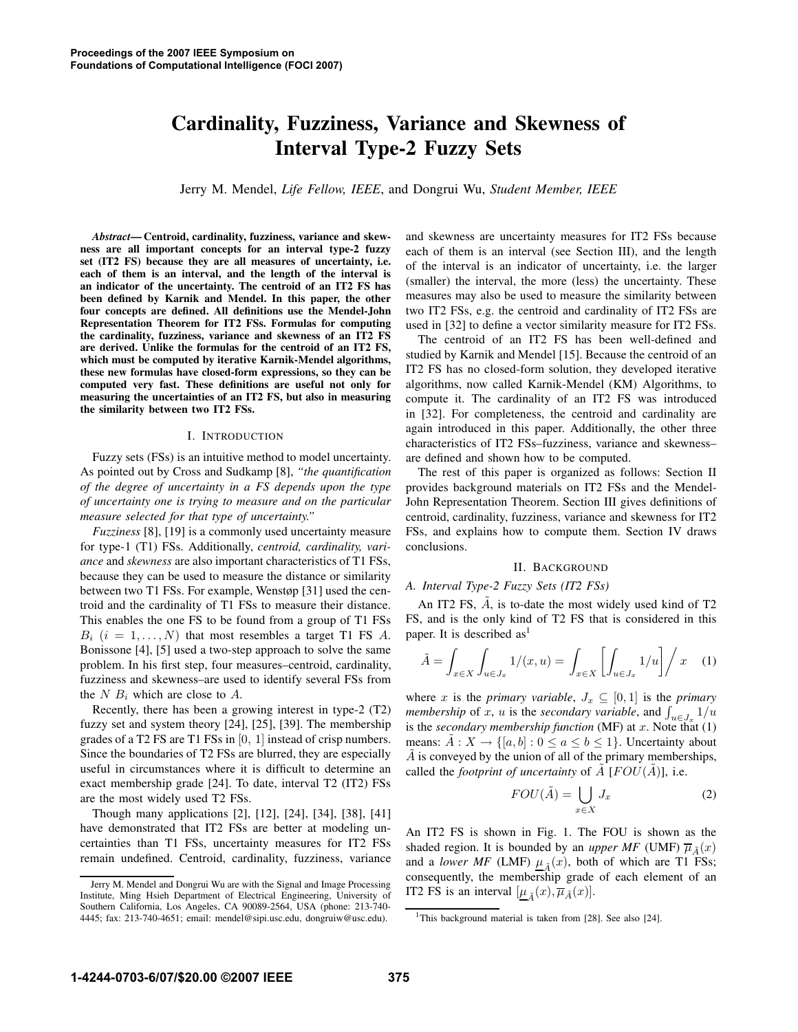# Cardinality, Fuzziness, Variance and Skewness of Interval Type-2 Fuzzy Sets

Jerry M. Mendel, *Life Fellow, IEEE*, and Dongrui Wu, *Student Member, IEEE*

***Abstract*— Centroid, cardinality, fuzziness, variance and skewness are all important concepts for an interval type-2 fuzzy set (IT2 FS) because they are all measures of uncertainty, i.e. each of them is an interval, and the length of the interval is an indicator of the uncertainty. The centroid of an IT2 FS has been defined by Karnik and Mendel. In this paper, the other four concepts are defined. All definitions use the Mendel-John Representation Theorem for IT2 FSs. Formulas for computing the cardinality, fuzziness, variance and skewness of an IT2 FS are derived. Unlike the formulas for the centroid of an IT2 FS, which must be computed by iterative Karnik-Mendel algorithms, these new formulas have closed-form expressions, so they can be computed very fast. These definitions are useful not only for measuring the uncertainties of an IT2 FS, but also in measuring the similarity between two IT2 FSs.**

## I. Introduction

Fuzzy sets (FSs) is an intuitive method to model uncertainty. As pointed out by Cross and Sudkamp [8], *"the quantification of the degree of uncertainty in a FS depends upon the type of uncertainty one is trying to measure and on the particular measure selected for that type of uncertainty."*

*Fuzziness* [8], [19] is a commonly used uncertainty measure for type-1 (T1) FSs. Additionally, *centroid, cardinality, variance* and *skewness* are also important characteristics of T1 FSs, because they can be used to measure the distance or similarity between two T1 FSs. For example, Wenstøp [31] used the centroid and the cardinality of T1 FSs to measure their distance. This enables the one FS to be found from a group of T1 FSs $B_i$ $(i = 1, \ldots, N)$ that most resembles a target T1 FS $A$. Bonissone [4], [5] used a two-step approach to solve the same problem. In his first step, four measures–centroid, cardinality, fuzziness and skewness–are used to identify several FSs from the $N$ $B_i$ which are close to $A$.

Recently, there has been a growing interest in type-2 (T2) fuzzy set and system theory [24], [25], [39]. The membership grades of a T2 FS are T1 FSs in $[0, 1]$ instead of crisp numbers. Since the boundaries of T2 FSs are blurred, they are especially useful in circumstances where it is difficult to determine an exact membership grade [24]. To date, interval T2 (IT2) FSs are the most widely used T2 FSs.

Though many applications [2], [12], [24], [34], [38], [41] have demonstrated that IT2 FSs are better at modeling uncertainties than T1 FSs, uncertainty measures for IT2 FSs remain undefined. Centroid, cardinality, fuzziness, variance and skewness are uncertainty measures for IT2 FSs because each of them is an interval (see Section III), and the length of the interval is an indicator of uncertainty, i.e. the larger (smaller) the interval, the more (less) the uncertainty. These measures may also be used to measure the similarity between two IT2 FSs, e.g. the centroid and cardinality of IT2 FSs are used in [32] to define a vector similarity measure for IT2 FSs.

The centroid of an IT2 FS has been well-defined and studied by Karnik and Mendel [15]. Because the centroid of an IT2 FS has no closed-form solution, they developed iterative algorithms, now called Karnik-Mendel (KM) Algorithms, to compute it. The cardinality of an IT2 FS was introduced in [32]. For completeness, the centroid and cardinality are again introduced in this paper. Additionally, the other three characteristics of IT2 FSs–fuzziness, variance and skewness–are defined and shown how to be computed.

The rest of this paper is organized as follows: Section II provides background materials on IT2 FSs and the Mendel-John Representation Theorem. Section III gives definitions of centroid, cardinality, fuzziness, variance and skewness for IT2 FSs, and explains how to compute them. Section IV draws conclusions.

## II. Background

### A. Interval Type-2 Fuzzy Sets (IT2 FSs)

An IT2 FS, $\tilde{A}$, is to-date the most widely used kind of T2 FS, and is the only kind of T2 FS that is considered in this paper. It is described as[1]

$$\tilde{A} = \int_{x \in X} \int_{u \in J_x} 1/(x,u) = \int_{x \in X} \left[ \int_{u \in J_x} 1/u \right] \Bigg/ x \quad (1)$$

where $x$ is the *primary variable*, $J_x \subseteq [0, 1]$ is the *primary membership* of $x$, $u$ is the *secondary variable*, and $\int_{u \in J_x} 1/u$ is the *secondary membership function* (MF) at $x$. Note that (1) means: $\tilde{A} : X \to \{[a, b] : 0 \le a \le b \le 1\}$. Uncertainty about $\tilde{A}$ is conveyed by the union of all of the primary memberships, called the *footprint of uncertainty* of $\tilde{A}$ [$FOU(\tilde{A})$], i.e.

$$FOU(\tilde{A}) = \bigcup_{x \in X} J_x \quad (2)$$

An IT2 FS is shown in Fig. 1. The FOU is shown as the shaded region. It is bounded by an *upper MF* (UMF) $\overline{\mu}_{\tilde{A}}(x)$ and a *lower MF* (LMF) $\underline{\mu}_{\tilde{A}}(x)$, both of which are T1 FSs; consequently, the membership grade of each element of an IT2 FS is an interval $[\underline{\mu}_{\tilde{A}}(x), \overline{\mu}_{\tilde{A}}(x)]$.

---

Jerry M. Mendel and Dongrui Wu are with the Signal and Image Processing Institute, Ming Hsieh Department of Electrical Engineering, University of Southern California, Los Angeles, CA 90089-2564, USA (phone: 213-740-4445; fax: 213-740-4651; email: mendel@sipi.usc.edu, dongruiw@usc.edu).

[1] This background material is taken from [28]. See also [24].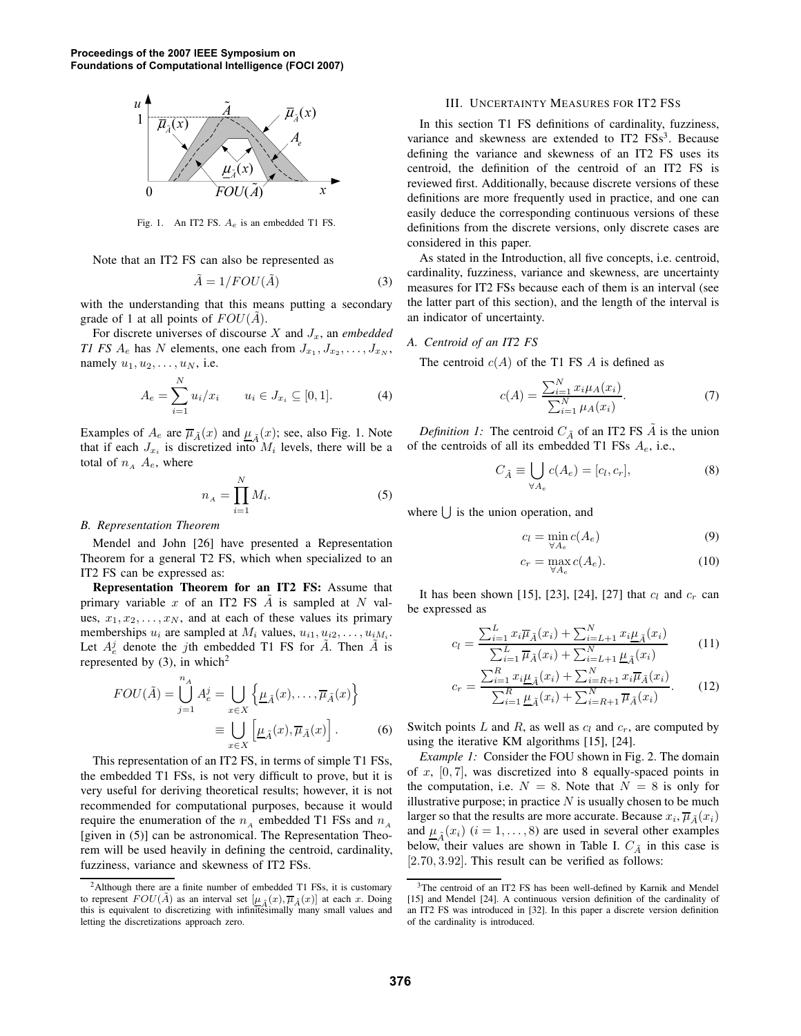Fig. 1. An IT2 FS. $A_e$ is an embedded T1 FS.

Note that an IT2 FS can also be represented as

$$\tilde{A} = 1/FOU(\tilde{A}) \tag{3}$$

with the understanding that this means putting a secondary grade of 1 at all points of $FOU(\tilde{A})$.

For discrete universes of discourse $X$ and $J_x$, an *embedded T1 FS* $A_e$ has $N$ elements, one each from $J_{x_1}, J_{x_2}, \ldots, J_{x_N}$, namely $u_1, u_2, \ldots, u_N$, i.e.

$$A_e = \sum_{i=1}^{N} u_i/x_i \qquad u_i \in J_{x_i} \subseteq [0,1]. \tag{4}$$

Examples of $A_e$ are $\overline{\mu}_{\tilde{A}}(x)$ and $\underline{\mu}_{\tilde{A}}(x)$; see, also Fig. 1. Note that if each $J_{x_i}$ is discretized into $M_i$ levels, there will be a total of $n_A$ $A_e$, where

$$n_A = \prod_{i=1}^{N} M_i. \tag{5}$$

### B. Representation Theorem

Mendel and John [26] have presented a Representation Theorem for a general T2 FS, which when specialized to an IT2 FS can be expressed as:

**Representation Theorem for an IT2 FS:** Assume that primary variable $x$ of an IT2 FS $\tilde{A}$ is sampled at $N$ values, $x_1, x_2, \ldots, x_N$, and at each of these values its primary memberships $u_i$ are sampled at $M_i$ values, $u_{i1}, u_{i2}, \ldots, u_{iM_i}$. Let $A_e^j$ denote the $j$th embedded T1 FS for $\tilde{A}$. Then $\tilde{A}$ is represented by (3), in which[2]

$$FOU(\tilde{A}) = \bigcup_{j=1}^{n_A} A_e^j = \bigcup_{x \in X} \left\{ \underline{\mu}_{\tilde{A}}(x), \ldots, \overline{\mu}_{\tilde{A}}(x) \right\} \equiv \bigcup_{x \in X} \left[ \underline{\mu}_{\tilde{A}}(x), \overline{\mu}_{\tilde{A}}(x) \right]. \tag{6}$$

This representation of an IT2 FS, in terms of simple T1 FSs, the embedded T1 FSs, is not very difficult to prove, but it is very useful for deriving theoretical results; however, it is not recommended for computational purposes, because it would require the enumeration of the $n_A$ embedded T1 FSs and $n_A$ [given in (5)] can be astronomical. The Representation Theorem will be used heavily in defining the centroid, cardinality, fuzziness, variance and skewness of IT2 FSs.

[2]Although there are a finite number of embedded T1 FSs, it is customary to represent $FOU(\tilde{A})$ as an interval set $[\underline{\mu}_{\tilde{A}}(x), \overline{\mu}_{\tilde{A}}(x)]$ at each $x$. Doing this is equivalent to discretizing with infinitesimally many small values and letting the discretizations approach zero.

## III. Uncertainty Measures for IT2 FSs

In this section T1 FS definitions of cardinality, fuzziness, variance and skewness are extended to IT2 FSs[3]. Because defining the variance and skewness of an IT2 FS uses its centroid, the definition of the centroid of an IT2 FS is reviewed first. Additionally, because discrete versions of these definitions are more frequently used in practice, and one can easily deduce the corresponding continuous versions of these definitions from the discrete versions, only discrete cases are considered in this paper.

As stated in the Introduction, all five concepts, i.e. centroid, cardinality, fuzziness, variance and skewness, are uncertainty measures for IT2 FSs because each of them is an interval (see the latter part of this section), and the length of the interval is an indicator of uncertainty.

### A. Centroid of an IT2 FS

The centroid $c(A)$ of the T1 FS $A$ is defined as

$$c(A) = \frac{\sum_{i=1}^{N} x_i \mu_A(x_i)}{\sum_{i=1}^{N} \mu_A(x_i)}. \tag{7}$$

*Definition 1:* The centroid $C_{\tilde{A}}$ of an IT2 FS $\tilde{A}$ is the union of the centroids of all its embedded T1 FSs $A_e$, i.e.,

$$C_{\tilde{A}} \equiv \bigcup_{\forall A_e} c(A_e) = [c_l, c_r], \tag{8}$$

where $\bigcup$ is the union operation, and

$$c_l = \min_{\forall A_e} c(A_e) \tag{9}$$

$$c_r = \max_{\forall A_e} c(A_e). \tag{10}$$

It has been shown [15], [23], [24], [27] that $c_l$ and $c_r$ can be expressed as

$$c_l = \frac{\sum_{i=1}^{L} x_i \overline{\mu}_{\tilde{A}}(x_i) + \sum_{i=L+1}^{N} x_i \underline{\mu}_{\tilde{A}}(x_i)}{\sum_{i=1}^{L} \overline{\mu}_{\tilde{A}}(x_i) + \sum_{i=L+1}^{N} \underline{\mu}_{\tilde{A}}(x_i)} \tag{11}$$

$$c_r = \frac{\sum_{i=1}^{R} x_i \underline{\mu}_{\tilde{A}}(x_i) + \sum_{i=R+1}^{N} x_i \overline{\mu}_{\tilde{A}}(x_i)}{\sum_{i=1}^{R} \underline{\mu}_{\tilde{A}}(x_i) + \sum_{i=R+1}^{N} \overline{\mu}_{\tilde{A}}(x_i)}. \tag{12}$$

Switch points $L$ and $R$, as well as $c_l$ and $c_r$, are computed by using the iterative KM algorithms [15], [24].

*Example 1:* Consider the FOU shown in Fig. 2. The domain of $x$, $[0, 7]$, was discretized into 8 equally-spaced points in the computation, i.e. $N = 8$. Note that $N = 8$ is only for illustrative purpose; in practice $N$ is usually chosen to be much larger so that the results are more accurate. Because $x_i, \overline{\mu}_{\tilde{A}}(x_i)$ and $\underline{\mu}_{\tilde{A}}(x_i)$ $(i = 1, \ldots, 8)$ are used in several other examples below, their values are shown in Table I. $C_{\tilde{A}}$ in this case is $[2.70, 3.92]$. This result can be verified as follows:

[3]The centroid of an IT2 FS has been well-defined by Karnik and Mendel [15] and Mendel [24]. A continuous version definition of the cardinality of an IT2 FS was introduced in [32]. In this paper a discrete version definition of the cardinality is introduced.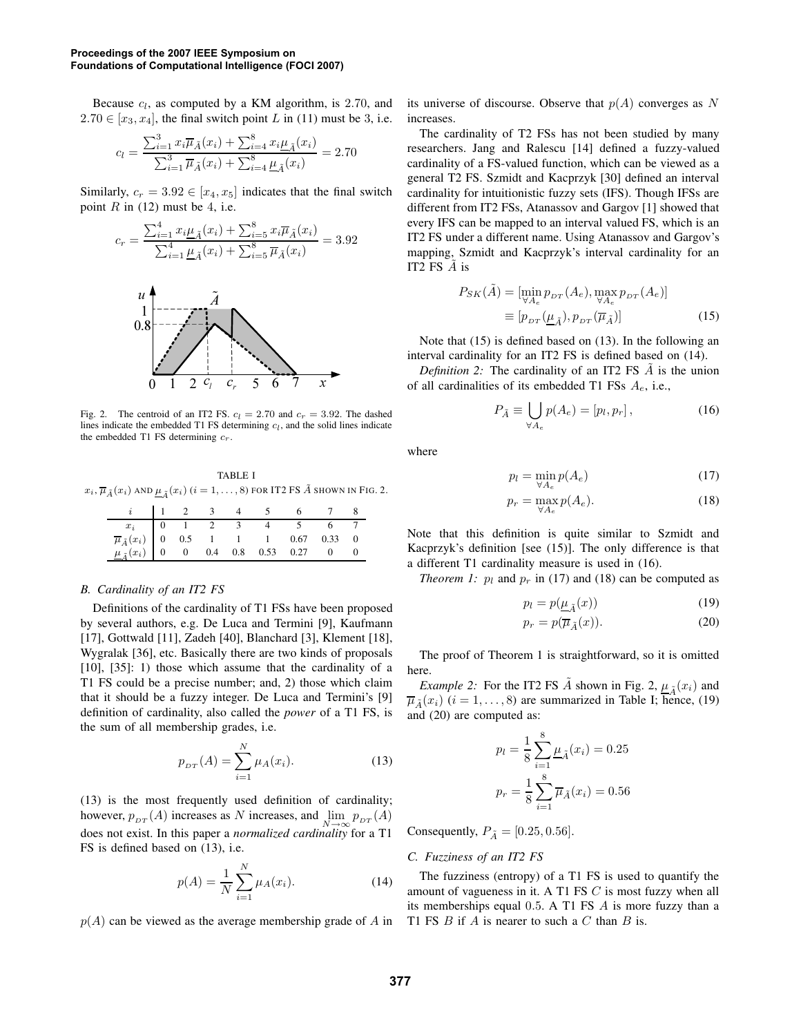Because $c_l$, as computed by a KM algorithm, is 2.70, and $2.70 \in [x_3, x_4]$, the final switch point $L$ in (11) must be 3, i.e.

$$c_l = \frac{\sum_{i=1}^{3} x_i \overline{\mu}_{\tilde{A}}(x_i) + \sum_{i=4}^{8} x_i \underline{\mu}_{\tilde{A}}(x_i)}{\sum_{i=1}^{3} \overline{\mu}_{\tilde{A}}(x_i) + \sum_{i=4}^{8} \underline{\mu}_{\tilde{A}}(x_i)} = 2.70$$

Similarly, $c_r = 3.92 \in [x_4, x_5]$ indicates that the final switch point $R$ in (12) must be 4, i.e.

$$c_r = \frac{\sum_{i=1}^{4} x_i \underline{\mu}_{\tilde{A}}(x_i) + \sum_{i=5}^{8} x_i \overline{\mu}_{\tilde{A}}(x_i)}{\sum_{i=1}^{4} \underline{\mu}_{\tilde{A}}(x_i) + \sum_{i=5}^{8} \overline{\mu}_{\tilde{A}}(x_i)} = 3.92$$

Fig. 2. The centroid of an IT2 FS. $c_l = 2.70$ and $c_r = 3.92$. The dashed lines indicate the embedded T1 FS determining $c_l$, and the solid lines indicate the embedded T1 FS determining $c_r$.

TABLE I
$x_i, \overline{\mu}_{\tilde{A}}(x_i)$ AND $\underline{\mu}_{\tilde{A}}(x_i)$ $(i = 1, \ldots, 8)$ FOR IT2 FS $\tilde{A}$ SHOWN IN FIG. 2.

| $i$ | 1 | 2 | 3 | 4 | 5 | 6 | 7 | 8 |
|---|---|---|---|---|---|---|---|---|
| $x_i$ | 0 | 1 | 2 | 3 | 4 | 5 | 6 | 7 |
| $\overline{\mu}_{\tilde{A}}(x_i)$ | 0 | 0.5 | 1 | 1 | 1 | 0.67 | 0.33 | 0 |
| $\underline{\mu}_{\tilde{A}}(x_i)$ | 0 | 0 | 0.4 | 0.8 | 0.53 | 0.27 | 0 | 0 |

### B. Cardinality of an IT2 FS

Definitions of the cardinality of T1 FSs have been proposed by several authors, e.g. De Luca and Termini [9], Kaufmann [17], Gottwald [11], Zadeh [40], Blanchard [3], Klement [18], Wygralak [36], etc. Basically there are two kinds of proposals [10], [35]: 1) those which assume that the cardinality of a T1 FS could be a precise number; and, 2) those which claim that it should be a fuzzy integer. De Luca and Termini's [9] definition of cardinality, also called the *power* of a T1 FS, is the sum of all membership grades, i.e.

$$p_{DT}(A) = \sum_{i=1}^{N} \mu_A(x_i). \tag{13}$$

(13) is the most frequently used definition of cardinality; however, $p_{DT}(A)$ increases as $N$ increases, and $\lim_{N \to \infty} p_{DT}(A)$ does not exist. In this paper a *normalized cardinality* for a T1 FS is defined based on (13), i.e.

$$p(A) = \frac{1}{N} \sum_{i=1}^{N} \mu_A(x_i). \tag{14}$$

$p(A)$ can be viewed as the average membership grade of $A$ in its universe of discourse. Observe that $p(A)$ converges as $N$ increases.

The cardinality of T2 FSs has not been studied by many researchers. Jang and Ralescu [14] defined a fuzzy-valued cardinality of a FS-valued function, which can be viewed as a general T2 FS. Szmidt and Kacprzyk [30] defined an interval cardinality for intuitionistic fuzzy sets (IFS). Though IFSs are different from IT2 FSs, Atanassov and Gargov [1] showed that every IFS can be mapped to an interval valued FS, which is an IT2 FS under a different name. Using Atanassov and Gargov's mapping, Szmidt and Kacprzyk's interval cardinality for an IT2 FS $\tilde{A}$ is

$$P_{SK}(\tilde{A}) = [\min_{\forall A_e} p_{DT}(A_e), \max_{\forall A_e} p_{DT}(A_e)] \equiv [p_{DT}(\underline{\mu}_{\tilde{A}}), p_{DT}(\overline{\mu}_{\tilde{A}})] \tag{15}$$

Note that (15) is defined based on (13). In the following an interval cardinality for an IT2 FS is defined based on (14).

*Definition 2:* The cardinality of an IT2 FS $\tilde{A}$ is the union of all cardinalities of its embedded T1 FSs $A_e$, i.e.,

$$P_{\tilde{A}} \equiv \bigcup_{\forall A_e} p(A_e) = [p_l, p_r], \tag{16}$$

where

$$p_l = \min_{\forall A_e} p(A_e) \tag{17}$$

$$p_r = \max_{\forall A_e} p(A_e). \tag{18}$$

Note that this definition is quite similar to Szmidt and Kacprzyk's definition [see (15)]. The only difference is that a different T1 cardinality measure is used in (16).

*Theorem 1:* $p_l$ and $p_r$ in (17) and (18) can be computed as

$$p_l = p(\underline{\mu}_{\tilde{A}}(x)) \tag{19}$$

$$p_r = p(\overline{\mu}_{\tilde{A}}(x)). \tag{20}$$

The proof of Theorem 1 is straightforward, so it is omitted here.

*Example 2:* For the IT2 FS $\tilde{A}$ shown in Fig. 2, $\underline{\mu}_{\tilde{A}}(x_i)$ and $\overline{\mu}_{\tilde{A}}(x_i)$ $(i = 1, \ldots, 8)$ are summarized in Table I; hence, (19) and (20) are computed as:

$$p_l = \frac{1}{8} \sum_{i=1}^{8} \underline{\mu}_{\tilde{A}}(x_i) = 0.25$$

$$p_r = \frac{1}{8} \sum_{i=1}^{8} \overline{\mu}_{\tilde{A}}(x_i) = 0.56$$

Consequently, $P_{\tilde{A}} = [0.25, 0.56]$.

### C. Fuzziness of an IT2 FS

The fuzziness (entropy) of a T1 FS is used to quantify the amount of vagueness in it. A T1 FS $C$ is most fuzzy when all its memberships equal 0.5. A T1 FS $A$ is more fuzzy than a T1 FS $B$ if $A$ is nearer to such a $C$ than $B$ is.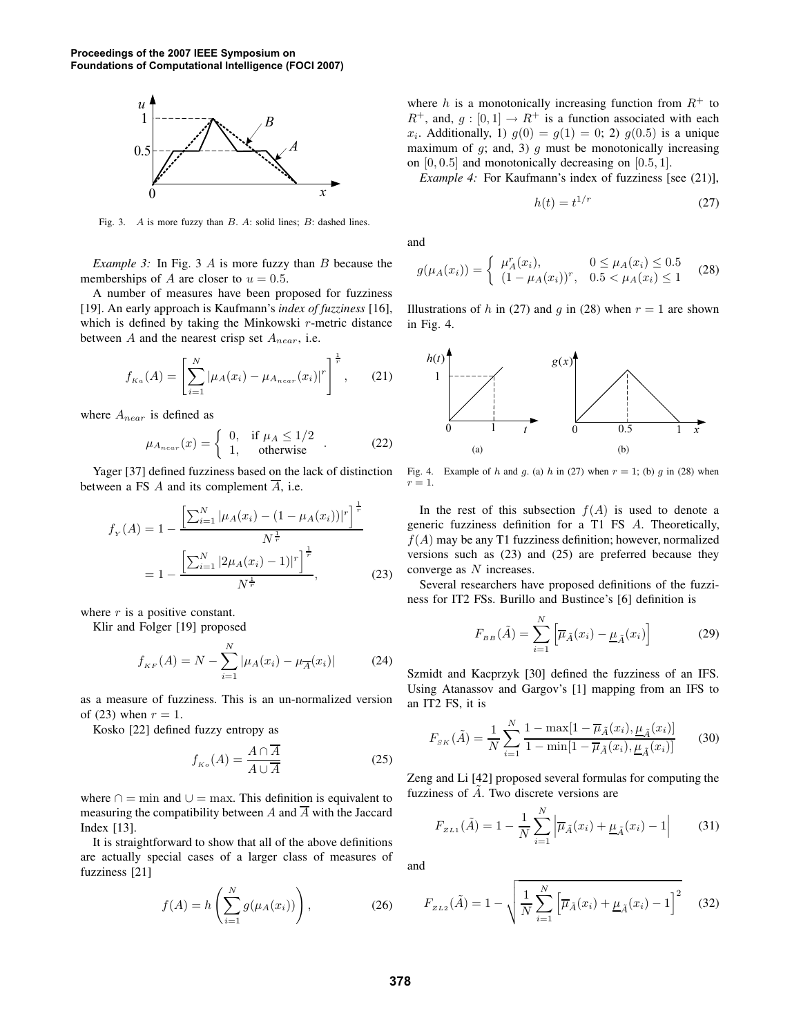Fig. 3. $A$ is more fuzzy than $B$. $A$: solid lines; $B$: dashed lines.

*Example 3:* In Fig. 3 $A$ is more fuzzy than $B$ because the memberships of $A$ are closer to $u = 0.5$.

A number of measures have been proposed for fuzziness [19]. An early approach is Kaufmann's *index of fuzziness* [16], which is defined by taking the Minkowski $r$-metric distance between $A$ and the nearest crisp set $A_{near}$, i.e.

$$f_{Ka}(A) = \left[ \sum_{i=1}^{N} |\mu_A(x_i) - \mu_{A_{near}}(x_i)|^r \right]^{\frac{1}{r}}, \tag{21}$$

where $A_{near}$ is defined as

$$\mu_{A_{near}}(x) = \begin{cases} 0, & \text{if } \mu_A \leq 1/2 \\ 1, & \text{otherwise} \end{cases}. \tag{22}$$

Yager [37] defined fuzziness based on the lack of distinction between a FS $A$ and its complement $\overline{A}$, i.e.

$$\begin{aligned} f_Y(A) &= 1 - \frac{\left[\sum_{i=1}^{N} |\mu_A(x_i) - (1 - \mu_A(x_i))|^r\right]^{\frac{1}{r}}}{N^{\frac{1}{r}}} \\ &= 1 - \frac{\left[\sum_{i=1}^{N} |2\mu_A(x_i) - 1)|^r\right]^{\frac{1}{r}}}{N^{\frac{1}{r}}}, \end{aligned} \tag{23}$$

where $r$ is a positive constant.

Klir and Folger [19] proposed

$$f_{KF}(A) = N - \sum_{i=1}^{N} |\mu_A(x_i) - \mu_{\overline{A}}(x_i)| \tag{24}$$

as a measure of fuzziness. This is an un-normalized version of (23) when $r = 1$.

Kosko [22] defined fuzzy entropy as

$$f_{Ko}(A) = \frac{A \cap \overline{A}}{A \cup \overline{A}} \tag{25}$$

where $\cap = \min$ and $\cup = \max$. This definition is equivalent to measuring the compatibility between $A$ and $\overline{A}$ with the Jaccard Index [13].

It is straightforward to show that all of the above definitions are actually special cases of a larger class of measures of fuzziness [21]

$$f(A) = h\left(\sum_{i=1}^{N} g(\mu_A(x_i))\right), \tag{26}$$

where $h$ is a monotonically increasing function from $R^+$ to $R^+$, and, $g : [0, 1] \to R^+$ is a function associated with each $x_i$. Additionally, 1) $g(0) = g(1) = 0$; 2) $g(0.5)$ is a unique maximum of $g$; and, 3) $g$ must be monotonically increasing on $[0, 0.5]$ and monotonically decreasing on $[0.5, 1]$.

*Example 4:* For Kaufmann's index of fuzziness [see (21)],

$$h(t) = t^{1/r} \tag{27}$$

and

$$g(\mu_A(x_i)) = \begin{cases} \mu_A^r(x_i), & 0 \leq \mu_A(x_i) \leq 0.5 \\ (1 - \mu_A(x_i))^r, & 0.5 < \mu_A(x_i) \leq 1 \end{cases} \tag{28}$$

Illustrations of $h$ in (27) and $g$ in (28) when $r = 1$ are shown in Fig. 4.

Fig. 4. Example of $h$ and $g$. (a) $h$ in (27) when $r = 1$; (b) $g$ in (28) when $r = 1$.

In the rest of this subsection $f(A)$ is used to denote a generic fuzziness definition for a T1 FS $A$. Theoretically, $f(A)$ may be any T1 fuzziness definition; however, normalized versions such as (23) and (25) are preferred because they converge as $N$ increases.

Several researchers have proposed definitions of the fuzziness for IT2 FSs. Burillo and Bustince's [6] definition is

$$F_{BB}(\tilde{A}) = \sum_{i=1}^{N} \left[\overline{\mu}_{\tilde{A}}(x_i) - \underline{\mu}_{\tilde{A}}(x_i)\right] \tag{29}$$

Szmidt and Kacprzyk [30] defined the fuzziness of an IFS. Using Atanassov and Gargov's [1] mapping from an IFS to an IT2 FS, it is

$$F_{SK}(\tilde{A}) = \frac{1}{N} \sum_{i=1}^{N} \frac{1 - \max[1 - \overline{\mu}_{\tilde{A}}(x_i), \underline{\mu}_{\tilde{A}}(x_i)]}{1 - \min[1 - \overline{\mu}_{\tilde{A}}(x_i), \underline{\mu}_{\tilde{A}}(x_i)]} \tag{30}$$

Zeng and Li [42] proposed several formulas for computing the fuzziness of $\tilde{A}$. Two discrete versions are

$$F_{ZL1}(\tilde{A}) = 1 - \frac{1}{N} \sum_{i=1}^{N} \left|\overline{\mu}_{\tilde{A}}(x_i) + \underline{\mu}_{\tilde{A}}(x_i) - 1\right| \tag{31}$$

and

$$F_{ZL2}(\tilde{A}) = 1 - \sqrt{\frac{1}{N} \sum_{i=1}^{N} \left[\overline{\mu}_{\tilde{A}}(x_i) + \underline{\mu}_{\tilde{A}}(x_i) - 1\right]^2} \tag{32}$$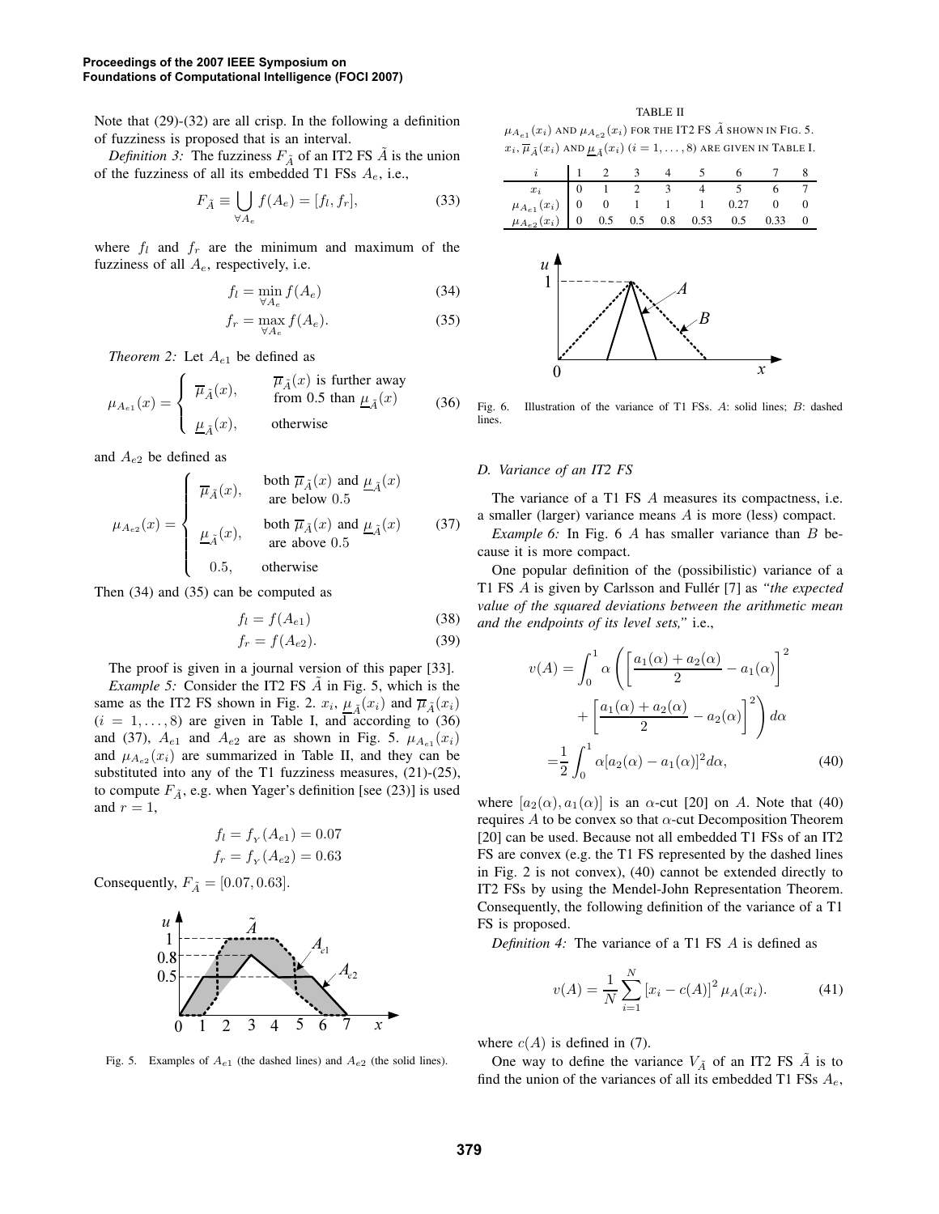Note that (29)-(32) are all crisp. In the following a definition of fuzziness is proposed that is an interval.

*Definition 3:* The fuzziness $F_{\tilde{A}}$ of an IT2 FS $\tilde{A}$ is the union of the fuzziness of all its embedded T1 FSs $A_e$, i.e.,

$$F_{\tilde{A}} \equiv \bigcup_{\forall A_e} f(A_e) = [f_l, f_r], \tag{33}$$

where $f_l$ and $f_r$ are the minimum and maximum of the fuzziness of all $A_e$, respectively, i.e.

$$f_l = \min_{\forall A_e} f(A_e) \tag{34}$$

$$f_r = \max_{\forall A_e} f(A_e). \tag{35}$$

*Theorem 2:* Let $A_{e1}$ be defined as

$$\mu_{A_{e1}}(x) = \begin{cases} \overline{\mu}_{\tilde{A}}(x), & \overline{\mu}_{\tilde{A}}(x) \text{ is further away from 0.5 than } \underline{\mu}_{\tilde{A}}(x) \\ \underline{\mu}_{\tilde{A}}(x), & \text{otherwise} \end{cases} \tag{36}$$

and $A_{e2}$ be defined as

$$\mu_{A_{e2}}(x) = \begin{cases} \overline{\mu}_{\tilde{A}}(x), & \text{both } \overline{\mu}_{\tilde{A}}(x) \text{ and } \underline{\mu}_{\tilde{A}}(x) \text{ are below } 0.5 \\ \underline{\mu}_{\tilde{A}}(x), & \text{both } \overline{\mu}_{\tilde{A}}(x) \text{ and } \underline{\mu}_{\tilde{A}}(x) \text{ are above } 0.5 \\ 0.5, & \text{otherwise} \end{cases} \tag{37}$$

Then (34) and (35) can be computed as

$$f_l = f(A_{e1}) \tag{38}$$

$$f_r = f(A_{e2}). \tag{39}$$

The proof is given in a journal version of this paper [33].

*Example 5:* Consider the IT2 FS $\tilde{A}$ in Fig. 5, which is the same as the IT2 FS shown in Fig. 2. $x_i$, $\underline{\mu}_{\tilde{A}}(x_i)$ and $\overline{\mu}_{\tilde{A}}(x_i)$ $(i = 1, \ldots, 8)$ are given in Table I, and according to (36) and (37), $A_{e1}$ and $A_{e2}$ are as shown in Fig. 5. $\mu_{A_{e1}}(x_i)$ and $\mu_{A_{e2}}(x_i)$ are summarized in Table II, and they can be substituted into any of the T1 fuzziness measures, (21)-(25), to compute $F_{\tilde{A}}$, e.g. when Yager's definition [see (23)] is used and $r = 1$,

$$f_l = f_{_Y}(A_{e1}) = 0.07$$
$$f_r = f_{_Y}(A_{e2}) = 0.63$$

Consequently, $F_{\tilde{A}} = [0.07, 0.63]$.

Fig. 5. Examples of $A_{e1}$ (the dashed lines) and $A_{e2}$ (the solid lines).

TABLE II
$\mu_{A_{e1}}(x_i)$ AND $\mu_{A_{e2}}(x_i)$ FOR THE IT2 FS $\tilde{A}$ SHOWN IN FIG. 5. $x_i$, $\overline{\mu}_{\tilde{A}}(x_i)$ AND $\underline{\mu}_{\tilde{A}}(x_i)$ $(i = 1, \ldots, 8)$ ARE GIVEN IN TABLE I.

| $i$ | 1 | 2 | 3 | 4 | 5 | 6 | 7 | 8 |
|---|---|---|---|---|---|---|---|---|
| $x_i$ | 0 | 1 | 2 | 3 | 4 | 5 | 6 | 7 |
| $\mu_{A_{e1}}(x_i)$ | 0 | 0 | 1 | 1 | 1 | 0.27 | 0 | 0 |
| $\mu_{A_{e2}}(x_i)$ | 0 | 0.5 | 0.5 | 0.8 | 0.53 | 0.5 | 0.33 | 0 |

Fig. 6. Illustration of the variance of T1 FSs. $A$: solid lines; $B$: dashed lines.

### D. Variance of an IT2 FS

The variance of a T1 FS $A$ measures its compactness, i.e. a smaller (larger) variance means $A$ is more (less) compact.

*Example 6:* In Fig. 6 $A$ has smaller variance than $B$ because it is more compact.

One popular definition of the (possibilistic) variance of a T1 FS $A$ is given by Carlsson and Fullér [7] as *"the expected value of the squared deviations between the arithmetic mean and the endpoints of its level sets,"* i.e.,

$$\begin{aligned} v(A) &= \int_0^1 \alpha \left( \left[ \frac{a_1(\alpha) + a_2(\alpha)}{2} - a_1(\alpha) \right]^2 \right. \\ &\qquad \left. + \left[ \frac{a_1(\alpha) + a_2(\alpha)}{2} - a_2(\alpha) \right]^2 \right) d\alpha \\ &= \frac{1}{2} \int_0^1 \alpha [a_2(\alpha) - a_1(\alpha)]^2 d\alpha, \end{aligned} \tag{40}$$

where $[a_2(\alpha), a_1(\alpha)]$ is an $\alpha$-cut [20] on $A$. Note that (40) requires $A$ to be convex so that $\alpha$-cut Decomposition Theorem [20] can be used. Because not all embedded T1 FSs of an IT2 FS are convex (e.g. the T1 FS represented by the dashed lines in Fig. 2 is not convex), (40) cannot be extended directly to IT2 FSs by using the Mendel-John Representation Theorem. Consequently, the following definition of the variance of a T1 FS is proposed.

*Definition 4:* The variance of a T1 FS $A$ is defined as

$$v(A) = \frac{1}{N} \sum_{i=1}^{N} \left[ x_i - c(A) \right]^2 \mu_A(x_i). \tag{41}$$

where $c(A)$ is defined in (7).

One way to define the variance $V_{\tilde{A}}$ of an IT2 FS $\tilde{A}$ is to find the union of the variances of all its embedded T1 FSs $A_e$,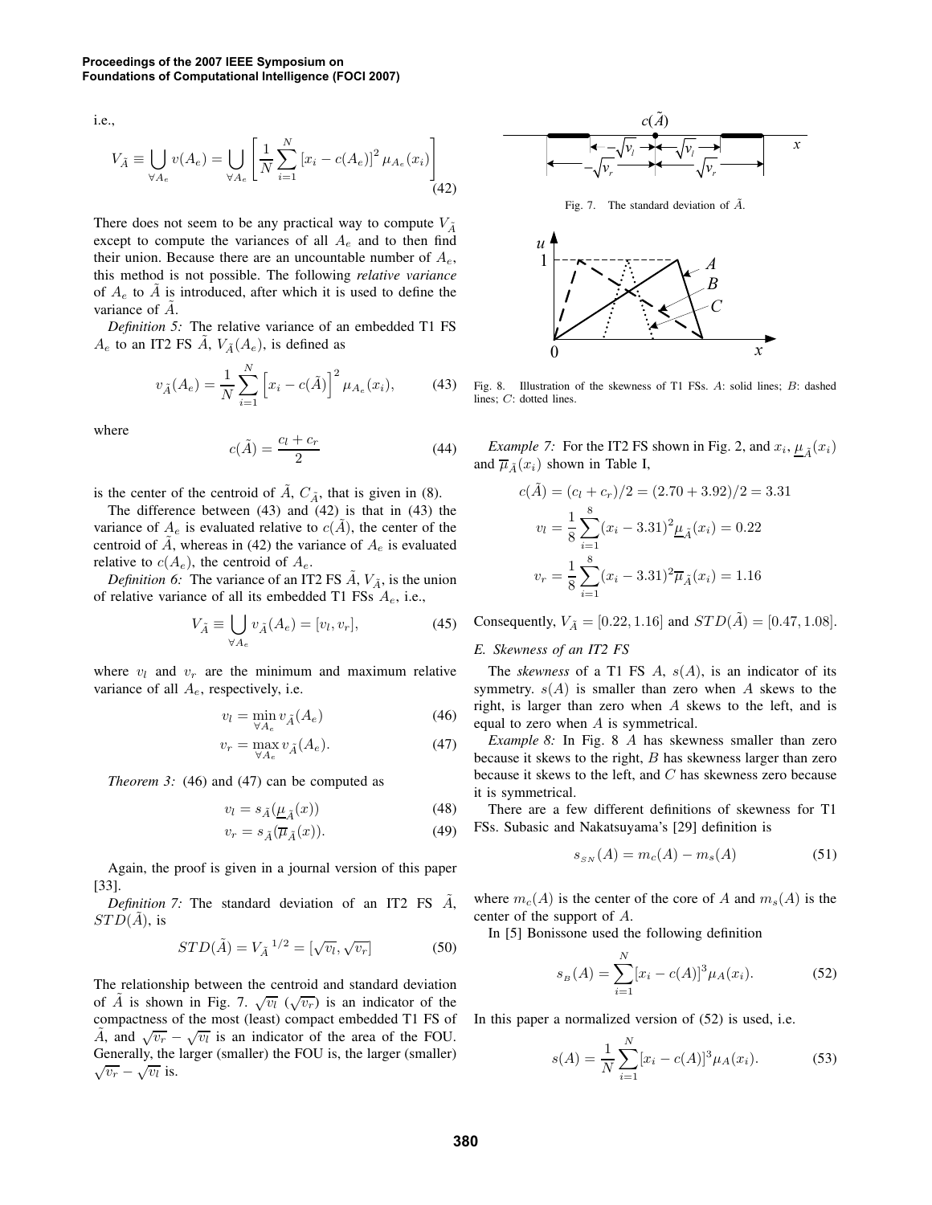i.e.,

$$V_{\tilde{A}} \equiv \bigcup_{\forall A_e} v(A_e) = \bigcup_{\forall A_e} \left[ \frac{1}{N} \sum_{i=1}^{N} \left[x_i - c(A_e)\right]^2 \mu_{A_e}(x_i) \right] \tag{42}$$

There does not seem to be any practical way to compute $V_{\tilde{A}}$ except to compute the variances of all $A_e$ and to then find their union. Because there are an uncountable number of $A_e$, this method is not possible. The following *relative variance* of $A_e$ to $\tilde{A}$ is introduced, after which it is used to define the variance of $\tilde{A}$.

*Definition 5:* The relative variance of an embedded T1 FS $A_e$ to an IT2 FS $\tilde{A}$, $V_{\tilde{A}}(A_e)$, is defined as

$$v_{\tilde{A}}(A_e) = \frac{1}{N} \sum_{i=1}^{N} \left[x_i - c(\tilde{A})\right]^2 \mu_{A_e}(x_i), \tag{43}$$

where

$$c(\tilde{A}) = \frac{c_l + c_r}{2} \tag{44}$$

is the center of the centroid of $\tilde{A}$, $C_{\tilde{A}}$, that is given in (8).

The difference between (43) and (42) is that in (43) the variance of $A_e$ is evaluated relative to $c(\tilde{A})$, the center of the centroid of $\tilde{A}$, whereas in (42) the variance of $A_e$ is evaluated relative to $c(A_e)$, the centroid of $A_e$.

*Definition 6:* The variance of an IT2 FS $\tilde{A}$, $V_{\tilde{A}}$, is the union of relative variance of all its embedded T1 FSs $A_e$, i.e.,

$$V_{\tilde{A}} \equiv \bigcup_{\forall A_e} v_{\tilde{A}}(A_e) = [v_l, v_r], \tag{45}$$

where $v_l$ and $v_r$ are the minimum and maximum relative variance of all $A_e$, respectively, i.e.

$$v_l = \min_{\forall A_e} v_{\tilde{A}}(A_e) \tag{46}$$

$$v_r = \max_{\forall A_e} v_{\tilde{A}}(A_e). \tag{47}$$

*Theorem 3:* (46) and (47) can be computed as

$$v_l = s_{\tilde{A}}(\underline{\mu}_{\tilde{A}}(x)) \tag{48}$$

$$v_r = s_{\tilde{A}}(\overline{\mu}_{\tilde{A}}(x)). \tag{49}$$

Again, the proof is given in a journal version of this paper [33].

*Definition 7:* The standard deviation of an IT2 FS $\tilde{A}$, $STD(\tilde{A})$, is

$$STD(\tilde{A}) = V_{\tilde{A}}{}^{1/2} = [\sqrt{v_l}, \sqrt{v_r}] \tag{50}$$

The relationship between the centroid and standard deviation of $\tilde{A}$ is shown in Fig. 7. $\sqrt{v_l}$ ($\sqrt{v_r}$) is an indicator of the compactness of the most (least) compact embedded T1 FS of $\tilde{A}$, and $\sqrt{v_r} - \sqrt{v_l}$ is an indicator of the area of the FOU. Generally, the larger (smaller) the FOU is, the larger (smaller) $\sqrt{v_r} - \sqrt{v_l}$ is.

Fig. 7. The standard deviation of $\tilde{A}$.

Fig. 8. Illustration of the skewness of T1 FSs. $A$: solid lines; $B$: dashed lines; $C$: dotted lines.

*Example 7:* For the IT2 FS shown in Fig. 2, and $x_i$, $\underline{\mu}_{\tilde{A}}(x_i)$ and $\overline{\mu}_{\tilde{A}}(x_i)$ shown in Table I,

$$c(\tilde{A}) = (c_l + c_r)/2 = (2.70 + 3.92)/2 = 3.31$$

$$v_l = \frac{1}{8} \sum_{i=1}^{8} (x_i - 3.31)^2 \underline{\mu}_{\tilde{A}}(x_i) = 0.22$$

$$v_r = \frac{1}{8} \sum_{i=1}^{8} (x_i - 3.31)^2 \overline{\mu}_{\tilde{A}}(x_i) = 1.16$$

Consequently, $V_{\tilde{A}} = [0.22, 1.16]$ and $STD(\tilde{A}) = [0.47, 1.08]$.

### E. Skewness of an IT2 FS

The *skewness* of a T1 FS $A$, $s(A)$, is an indicator of its symmetry. $s(A)$ is smaller than zero when $A$ skews to the right, is larger than zero when $A$ skews to the left, and is equal to zero when $A$ is symmetrical.

*Example 8:* In Fig. 8 $A$ has skewness smaller than zero because it skews to the right, $B$ has skewness larger than zero because it skews to the left, and $C$ has skewness zero because it is symmetrical.

There are a few different definitions of skewness for T1 FSs. Subasic and Nakatsuyama's [29] definition is

$$s_{SN}(A) = m_c(A) - m_s(A) \tag{51}$$

where $m_c(A)$ is the center of the core of $A$ and $m_s(A)$ is the center of the support of $A$.

In [5] Bonissone used the following definition

$$s_B(A) = \sum_{i=1}^{N} [x_i - c(A)]^3 \mu_A(x_i). \tag{52}$$

In this paper a normalized version of (52) is used, i.e.

$$s(A) = \frac{1}{N} \sum_{i=1}^{N} [x_i - c(A)]^3 \mu_A(x_i). \tag{53}$$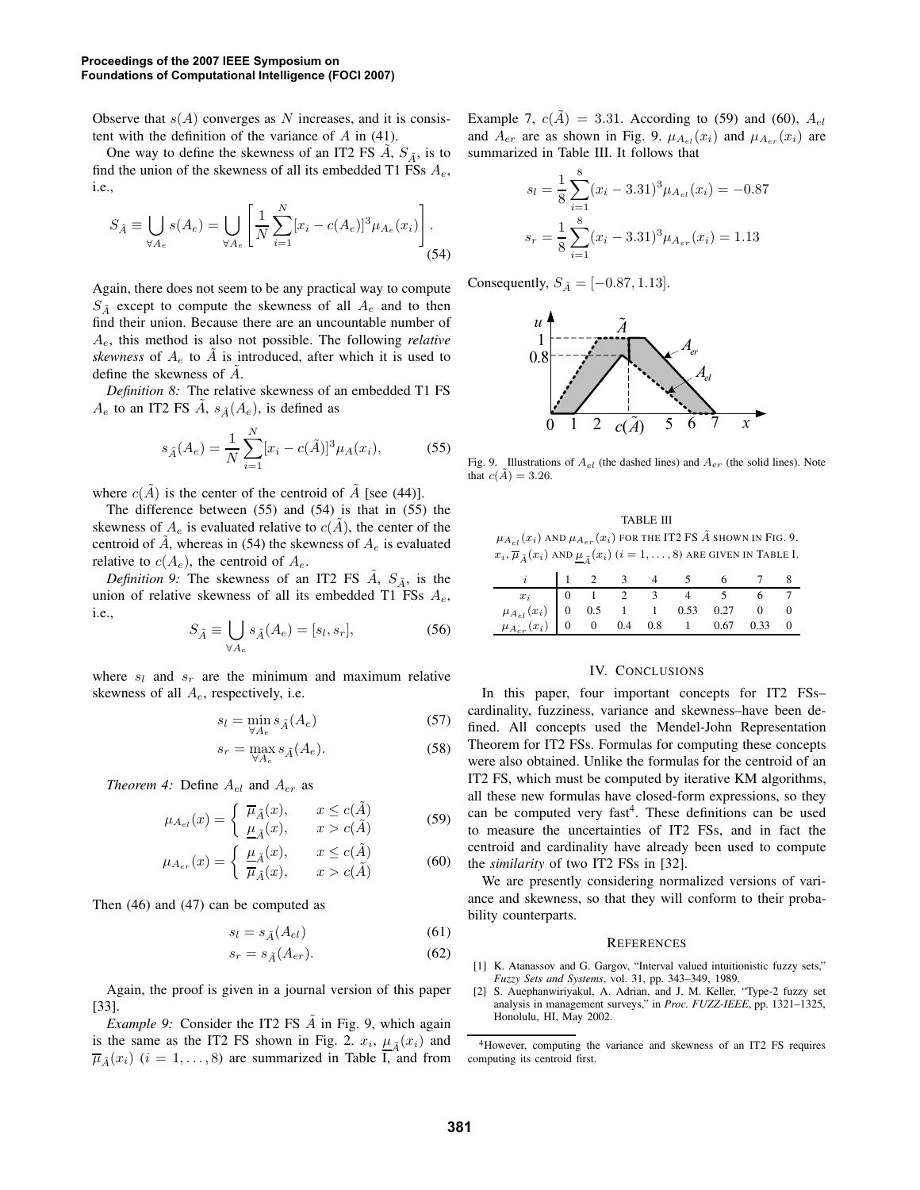Observe that $s(A)$ converges as $N$ increases, and it is consistent with the definition of the variance of $A$ in (41).

One way to define the skewness of an IT2 FS $\tilde{A}$, $S_{\tilde{A}}$, is to find the union of the skewness of all its embedded T1 FSs $A_e$, i.e.,

$$S_{\tilde{A}} \equiv \bigcup_{\forall A_e} s(A_e) = \bigcup_{\forall A_e} \left[ \frac{1}{N} \sum_{i=1}^{N} [x_i - c(A_e)]^3 \mu_{A_e}(x_i) \right]. \tag{54}$$

Again, there does not seem to be any practical way to compute $S_{\tilde{A}}$ except to compute the skewness of all $A_e$ and to then find their union. Because there are an uncountable number of $A_e$, this method is also not possible. The following *relative skewness* of $A_e$ to $\tilde{A}$ is introduced, after which it is used to define the skewness of $\tilde{A}$.

*Definition 8:* The relative skewness of an embedded T1 FS $A_e$ to an IT2 FS $\tilde{A}$, $s_{\tilde{A}}(A_e)$, is defined as

$$s_{\tilde{A}}(A_e) = \frac{1}{N} \sum_{i=1}^{N} [x_i - c(\tilde{A})]^3 \mu_A(x_i), \tag{55}$$

where $c(\tilde{A})$ is the center of the centroid of $\tilde{A}$ [see (44)].

The difference between (55) and (54) is that in (55) the skewness of $A_e$ is evaluated relative to $c(\tilde{A})$, the center of the centroid of $\tilde{A}$, whereas in (54) the skewness of $A_e$ is evaluated relative to $c(A_e)$, the centroid of $A_e$.

*Definition 9:* The skewness of an IT2 FS $\tilde{A}$, $S_{\tilde{A}}$, is the union of relative skewness of all its embedded T1 FSs $A_e$, i.e.,

$$S_{\tilde{A}} \equiv \bigcup_{\forall A_e} s_{\tilde{A}}(A_e) = [s_l, s_r], \tag{56}$$

where $s_l$ and $s_r$ are the minimum and maximum relative skewness of all $A_e$, respectively, i.e.

$$s_l = \min_{\forall A_e} s_{\tilde{A}}(A_e) \tag{57}$$

$$s_r = \max_{\forall A_e} s_{\tilde{A}}(A_e). \tag{58}$$

*Theorem 4:* Define $A_{el}$ and $A_{er}$ as

$$\mu_{A_{el}}(x) = \begin{cases} \overline{\mu}_{\tilde{A}}(x), & x \le c(\tilde{A}) \\ \underline{\mu}_{\tilde{A}}(x), & x > c(\tilde{A}) \end{cases} \tag{59}$$

$$\mu_{A_{er}}(x) = \begin{cases} \underline{\mu}_{\tilde{A}}(x), & x \le c(\tilde{A}) \\ \overline{\mu}_{\tilde{A}}(x), & x > c(\tilde{A}) \end{cases} \tag{60}$$

Then (46) and (47) can be computed as

$$s_l = s_{\tilde{A}}(A_{el}) \tag{61}$$

$$s_r = s_{\tilde{A}}(A_{er}). \tag{62}$$

Again, the proof is given in a journal version of this paper [33].

*Example 9:* Consider the IT2 FS $\tilde{A}$ in Fig. 9, which again is the same as the IT2 FS shown in Fig. 2. $x_i$, $\underline{\mu}_{\tilde{A}}(x_i)$ and $\overline{\mu}_{\tilde{A}}(x_i)$ $(i = 1, \ldots, 8)$ are summarized in Table I, and from Example 7, $c(\tilde{A}) = 3.31$. According to (59) and (60), $A_{el}$ and $A_{er}$ are as shown in Fig. 9. $\mu_{A_{el}}(x_i)$ and $\mu_{A_{er}}(x_i)$ are summarized in Table III. It follows that

$$s_l = \frac{1}{8} \sum_{i=1}^{8} (x_i - 3.31)^3 \mu_{A_{el}}(x_i) = -0.87$$

$$s_r = \frac{1}{8} \sum_{i=1}^{8} (x_i - 3.31)^3 \mu_{A_{er}}(x_i) = 1.13$$

Consequently, $S_{\tilde{A}} = [-0.87, 1.13]$.

Fig. 9. Illustrations of $A_{el}$ (the dashed lines) and $A_{er}$ (the solid lines). Note that $c(\tilde{A}) = 3.26$.

TABLE III

$\mu_{A_{el}}(x_i)$ AND $\mu_{A_{er}}(x_i)$ FOR THE IT2 FS $\tilde{A}$ SHOWN IN FIG. 9. $x_i$, $\overline{\mu}_{\tilde{A}}(x_i)$ AND $\underline{\mu}_{\tilde{A}}(x_i)$ $(i = 1, \ldots, 8)$ ARE GIVEN IN TABLE I.

| $i$ | 1 | 2 | 3 | 4 | 5 | 6 | 7 | 8 |
|---|---|---|---|---|---|---|---|---|
| $x_i$ | 0 | 1 | 2 | 3 | 4 | 5 | 6 | 7 |
| $\mu_{A_{el}}(x_i)$ | 0 | 0.5 | 1 | 1 | 0.53 | 0.27 | 0 | 0 |
| $\mu_{A_{er}}(x_i)$ | 0 | 0 | 0.4 | 0.8 | 1 | 0.67 | 0.33 | 0 |

## IV. CONCLUSIONS

In this paper, four important concepts for IT2 FSs–cardinality, fuzziness, variance and skewness–have been defined. All concepts used the Mendel-John Representation Theorem for IT2 FSs. Formulas for computing these concepts were also obtained. Unlike the formulas for the centroid of an IT2 FS, which must be computed by iterative KM algorithms, all these new formulas have closed-form expressions, so they can be computed very fast[4]. These definitions can be used to measure the uncertainties of IT2 FSs, and in fact the centroid and cardinality have already been used to compute the *similarity* of two IT2 FSs in [32].

We are presently considering normalized versions of variance and skewness, so that they will conform to their probability counterparts.

## REFERENCES

[1] K. Atanassov and G. Gargov, "Interval valued intuitionistic fuzzy sets," *Fuzzy Sets and Systems*, vol. 31, pp. 343–349, 1989.

[2] S. Auephanwiriyakul, A. Adrian, and J. M. Keller, "Type-2 fuzzy set analysis in management surveys," in *Proc. FUZZ-IEEE*, pp. 1321–1325, Honolulu, HI, May 2002.

[4] However, computing the variance and skewness of an IT2 FS requires computing its centroid first.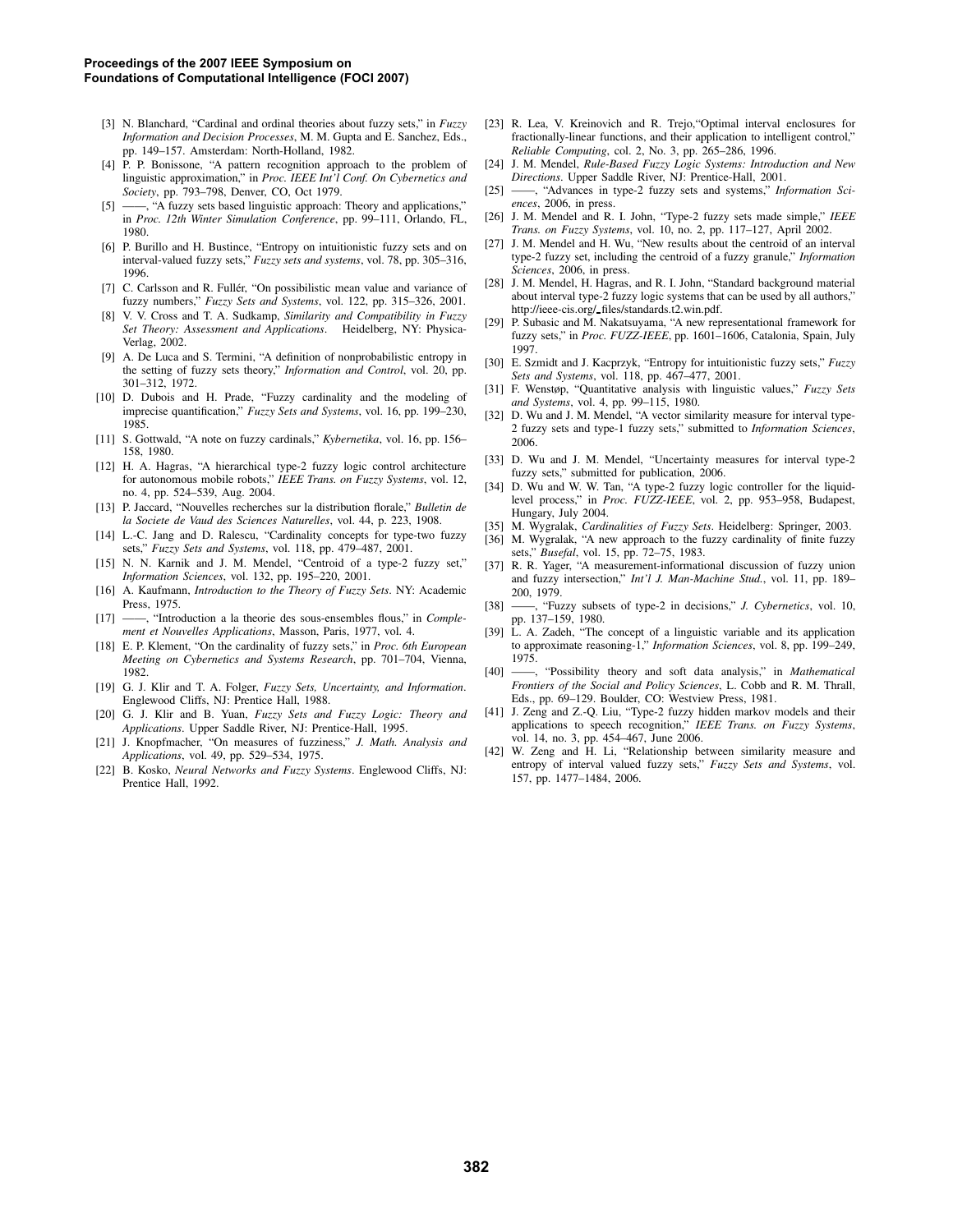[3] N. Blanchard, "Cardinal and ordinal theories about fuzzy sets," in *Fuzzy Information and Decision Processes*, M. M. Gupta and E. Sanchez, Eds., pp. 149–157. Amsterdam: North-Holland, 1982.

[4] P. P. Bonissone, "A pattern recognition approach to the problem of linguistic approximation," in *Proc. IEEE Int'l Conf. On Cybernetics and Society*, pp. 793–798, Denver, CO, Oct 1979.

[5] ——, "A fuzzy sets based linguistic approach: Theory and applications," in *Proc. 12th Winter Simulation Conference*, pp. 99–111, Orlando, FL, 1980.

[6] P. Burillo and H. Bustince, "Entropy on intuitionistic fuzzy sets and on interval-valued fuzzy sets," *Fuzzy sets and systems*, vol. 78, pp. 305–316, 1996.

[7] C. Carlsson and R. Fullér, "On possibilistic mean value and variance of fuzzy numbers," *Fuzzy Sets and Systems*, vol. 122, pp. 315–326, 2001.

[8] V. V. Cross and T. A. Sudkamp, *Similarity and Compatibility in Fuzzy Set Theory: Assessment and Applications*. Heidelberg, NY: Physica-Verlag, 2002.

[9] A. De Luca and S. Termini, "A definition of nonprobabilistic entropy in the setting of fuzzy sets theory," *Information and Control*, vol. 20, pp. 301–312, 1972.

[10] D. Dubois and H. Prade, "Fuzzy cardinality and the modeling of imprecise quantification," *Fuzzy Sets and Systems*, vol. 16, pp. 199–230, 1985.

[11] S. Gottwald, "A note on fuzzy cardinals," *Kybernetika*, vol. 16, pp. 156–158, 1980.

[12] H. A. Hagras, "A hierarchical type-2 fuzzy logic control architecture for autonomous mobile robots," *IEEE Trans. on Fuzzy Systems*, vol. 12, no. 4, pp. 524–539, Aug. 2004.

[13] P. Jaccard, "Nouvelles recherches sur la distribution florale," *Bulletin de la Societe de Vaud des Sciences Naturelles*, vol. 44, p. 223, 1908.

[14] L.-C. Jang and D. Ralescu, "Cardinality concepts for type-two fuzzy sets," *Fuzzy Sets and Systems*, vol. 118, pp. 479–487, 2001.

[15] N. N. Karnik and J. M. Mendel, "Centroid of a type-2 fuzzy set," *Information Sciences*, vol. 132, pp. 195–220, 2001.

[16] A. Kaufmann, *Introduction to the Theory of Fuzzy Sets*. NY: Academic Press, 1975.

[17] ——, "Introduction a la theorie des sous-ensembles flous," in *Complement et Nouvelles Applications*, Masson, Paris, 1977, vol. 4.

[18] E. P. Klement, "On the cardinality of fuzzy sets," in *Proc. 6th European Meeting on Cybernetics and Systems Research*, pp. 701–704, Vienna, 1982.

[19] G. J. Klir and T. A. Folger, *Fuzzy Sets, Uncertainty, and Information*. Englewood Cliffs, NJ: Prentice Hall, 1988.

[20] G. J. Klir and B. Yuan, *Fuzzy Sets and Fuzzy Logic: Theory and Applications*. Upper Saddle River, NJ: Prentice-Hall, 1995.

[21] J. Knopfmacher, "On measures of fuzziness," *J. Math. Analysis and Applications*, vol. 49, pp. 529–534, 1975.

[22] B. Kosko, *Neural Networks and Fuzzy Systems*. Englewood Cliffs, NJ: Prentice Hall, 1992.

[23] R. Lea, V. Kreinovich and R. Trejo,"Optimal interval enclosures for fractionally-linear functions, and their application to intelligent control," *Reliable Computing*, col. 2, No. 3, pp. 265–286, 1996.

[24] J. M. Mendel, *Rule-Based Fuzzy Logic Systems: Introduction and New Directions*. Upper Saddle River, NJ: Prentice-Hall, 2001.

[25] ——, "Advances in type-2 fuzzy sets and systems," *Information Sciences*, 2006, in press.

[26] J. M. Mendel and R. I. John, "Type-2 fuzzy sets made simple," *IEEE Trans. on Fuzzy Systems*, vol. 10, no. 2, pp. 117–127, April 2002.

[27] J. M. Mendel and H. Wu, "New results about the centroid of an interval type-2 fuzzy set, including the centroid of a fuzzy granule," *Information Sciences*, 2006, in press.

[28] J. M. Mendel, H. Hagras, and R. I. John, "Standard background material about interval type-2 fuzzy logic systems that can be used by all authors," http://ieee-cis.org/_files/standards.t2.win.pdf.

[29] P. Subasic and M. Nakatsuyama, "A new representational framework for fuzzy sets," in *Proc. FUZZ-IEEE*, pp. 1601–1606, Catalonia, Spain, July 1997.

[30] E. Szmidt and J. Kacprzyk, "Entropy for intuitionistic fuzzy sets," *Fuzzy Sets and Systems*, vol. 118, pp. 467–477, 2001.

[31] F. Wenstøp, "Quantitative analysis with linguistic values," *Fuzzy Sets and Systems*, vol. 4, pp. 99–115, 1980.

[32] D. Wu and J. M. Mendel, "A vector similarity measure for interval type-2 fuzzy sets and type-1 fuzzy sets," submitted to *Information Sciences*, 2006.

[33] D. Wu and J. M. Mendel, "Uncertainty measures for interval type-2 fuzzy sets," submitted for publication, 2006.

[34] D. Wu and W. W. Tan, "A type-2 fuzzy logic controller for the liquid-level process," in *Proc. FUZZ-IEEE*, vol. 2, pp. 953–958, Budapest, Hungary, July 2004.

[35] M. Wygralak, *Cardinalities of Fuzzy Sets*. Heidelberg: Springer, 2003.

[36] M. Wygralak, "A new approach to the fuzzy cardinality of finite fuzzy sets," *Busefal*, vol. 15, pp. 72–75, 1983.

[37] R. R. Yager, "A measurement-informational discussion of fuzzy union and fuzzy intersection," *Int'l J. Man-Machine Stud.*, vol. 11, pp. 189–200, 1979.

[38] ——, "Fuzzy subsets of type-2 in decisions," *J. Cybernetics*, vol. 10, pp. 137–159, 1980.

[39] L. A. Zadeh, "The concept of a linguistic variable and its application to approximate reasoning-1," *Information Sciences*, vol. 8, pp. 199–249, 1975.

[40] ——, "Possibility theory and soft data analysis," in *Mathematical Frontiers of the Social and Policy Sciences*, L. Cobb and R. M. Thrall, Eds., pp. 69–129. Boulder, CO: Westview Press, 1981.

[41] J. Zeng and Z.-Q. Liu, "Type-2 fuzzy hidden markov models and their applications to speech recognition," *IEEE Trans. on Fuzzy Systems*, vol. 14, no. 3, pp. 454–467, June 2006.

[42] W. Zeng and H. Li, "Relationship between similarity measure and entropy of interval valued fuzzy sets," *Fuzzy Sets and Systems*, vol. 157, pp. 1477–1484, 2006.